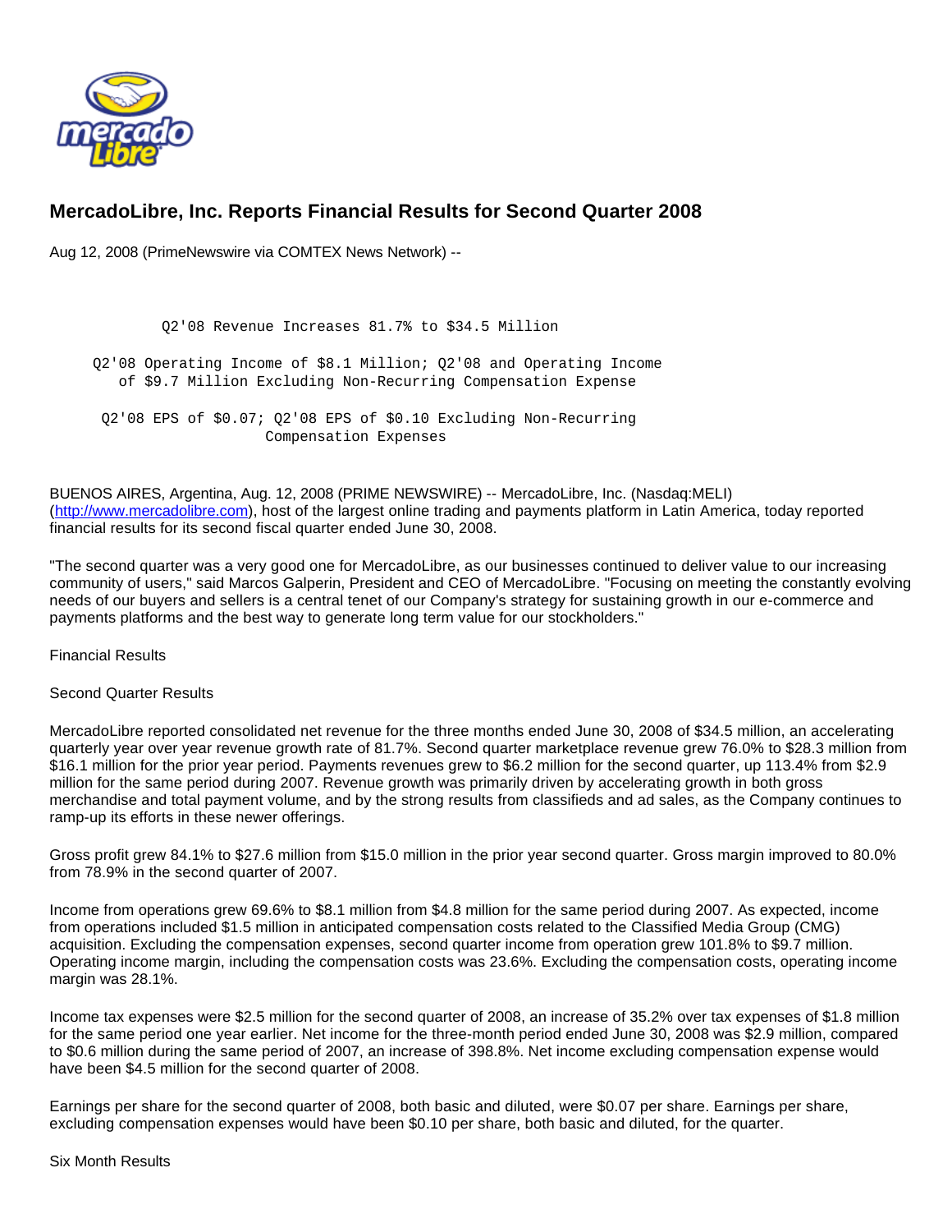# MercadoLibre, Inc. Reports Financial Results for Second Quarter 2008

Aug 12, 2008 (PrimeNewswire via COMTEX News Network) --

Q2'08 Revenue Increases 81.7% to $34.5 Million

Q2'08 Operating Income of $8.1 Million; Q2'08 and Operating Income of $9.7 Million Excluding Non-Recurring Compensation Expense

Q2'08 EPS of $0.07; Q2'08 EPS of $0.10 Excluding Non-Recurring Compensation Expenses

BUENOS AIRES, Argentina, Aug. 12, 2008 (PRIME NEWSWIRE) -- MercadoLibre, Inc. (Nasdaq:MELI) (http://www.mercadolibre.com), host of the largest online trading and payments platform in Latin America, today reported financial results for its second fiscal quarter ended June 30, 2008.

"The second quarter was a very good one for MercadoLibre, as our businesses continued to deliver value to our increasing community of users," said Marcos Galperin, President and CEO of MercadoLibre. "Focusing on meeting the constantly evolving needs of our buyers and sellers is a central tenet of our Company's strategy for sustaining growth in our e-commerce and payments platforms and the best way to generate long term value for our stockholders."

Financial Results

Second Quarter Results

MercadoLibre reported consolidated net revenue for the three months ended June 30, 2008 of $34.5 million, an accelerating quarterly year over year revenue growth rate of 81.7%. Second quarter marketplace revenue grew 76.0% to $28.3 million from $16.1 million for the prior year period. Payments revenues grew to $6.2 million for the second quarter, up 113.4% from $2.9 million for the same period during 2007. Revenue growth was primarily driven by accelerating growth in both gross merchandise and total payment volume, and by the strong results from classifieds and ad sales, as the Company continues to ramp-up its efforts in these newer offerings.

Gross profit grew 84.1% to $27.6 million from $15.0 million in the prior year second quarter. Gross margin improved to 80.0% from 78.9% in the second quarter of 2007.

Income from operations grew 69.6% to $8.1 million from $4.8 million for the same period during 2007. As expected, income from operations included $1.5 million in anticipated compensation costs related to the Classified Media Group (CMG) acquisition. Excluding the compensation expenses, second quarter income from operation grew 101.8% to $9.7 million. Operating income margin, including the compensation costs was 23.6%. Excluding the compensation costs, operating income margin was 28.1%.

Income tax expenses were $2.5 million for the second quarter of 2008, an increase of 35.2% over tax expenses of $1.8 million for the same period one year earlier. Net income for the three-month period ended June 30, 2008 was $2.9 million, compared to $0.6 million during the same period of 2007, an increase of 398.8%. Net income excluding compensation expense would have been $4.5 million for the second quarter of 2008.

Earnings per share for the second quarter of 2008, both basic and diluted, were $0.07 per share. Earnings per share, excluding compensation expenses would have been $0.10 per share, both basic and diluted, for the quarter.

Six Month Results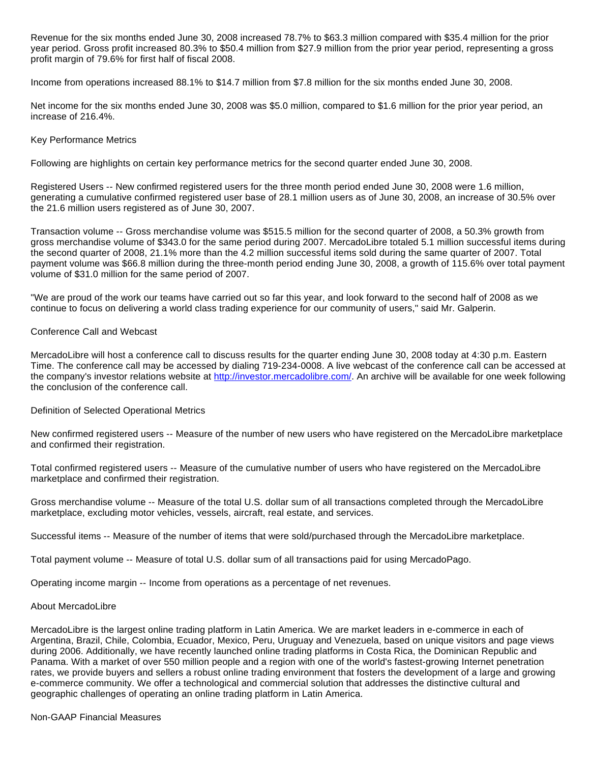Revenue for the six months ended June 30, 2008 increased 78.7% to $63.3 million compared with $35.4 million for the prior year period. Gross profit increased 80.3% to $50.4 million from $27.9 million from the prior year period, representing a gross profit margin of 79.6% for first half of fiscal 2008.

Income from operations increased 88.1% to $14.7 million from $7.8 million for the six months ended June 30, 2008.

Net income for the six months ended June 30, 2008 was $5.0 million, compared to $1.6 million for the prior year period, an increase of 216.4%.

Key Performance Metrics

Following are highlights on certain key performance metrics for the second quarter ended June 30, 2008.

Registered Users -- New confirmed registered users for the three month period ended June 30, 2008 were 1.6 million, generating a cumulative confirmed registered user base of 28.1 million users as of June 30, 2008, an increase of 30.5% over the 21.6 million users registered as of June 30, 2007.

Transaction volume -- Gross merchandise volume was $515.5 million for the second quarter of 2008, a 50.3% growth from gross merchandise volume of $343.0 for the same period during 2007. MercadoLibre totaled 5.1 million successful items during the second quarter of 2008, 21.1% more than the 4.2 million successful items sold during the same quarter of 2007. Total payment volume was $66.8 million during the three-month period ending June 30, 2008, a growth of 115.6% over total payment volume of $31.0 million for the same period of 2007.

"We are proud of the work our teams have carried out so far this year, and look forward to the second half of 2008 as we continue to focus on delivering a world class trading experience for our community of users," said Mr. Galperin.

Conference Call and Webcast

MercadoLibre will host a conference call to discuss results for the quarter ending June 30, 2008 today at 4:30 p.m. Eastern Time. The conference call may be accessed by dialing 719-234-0008. A live webcast of the conference call can be accessed at the company's investor relations website at http://investor.mercadolibre.com/. An archive will be available for one week following the conclusion of the conference call.

Definition of Selected Operational Metrics

New confirmed registered users -- Measure of the number of new users who have registered on the MercadoLibre marketplace and confirmed their registration.

Total confirmed registered users -- Measure of the cumulative number of users who have registered on the MercadoLibre marketplace and confirmed their registration.

Gross merchandise volume -- Measure of the total U.S. dollar sum of all transactions completed through the MercadoLibre marketplace, excluding motor vehicles, vessels, aircraft, real estate, and services.

Successful items -- Measure of the number of items that were sold/purchased through the MercadoLibre marketplace.

Total payment volume -- Measure of total U.S. dollar sum of all transactions paid for using MercadoPago.

Operating income margin -- Income from operations as a percentage of net revenues.

About MercadoLibre

MercadoLibre is the largest online trading platform in Latin America. We are market leaders in e-commerce in each of Argentina, Brazil, Chile, Colombia, Ecuador, Mexico, Peru, Uruguay and Venezuela, based on unique visitors and page views during 2006. Additionally, we have recently launched online trading platforms in Costa Rica, the Dominican Republic and Panama. With a market of over 550 million people and a region with one of the world's fastest-growing Internet penetration rates, we provide buyers and sellers a robust online trading environment that fosters the development of a large and growing e-commerce community. We offer a technological and commercial solution that addresses the distinctive cultural and geographic challenges of operating an online trading platform in Latin America.

Non-GAAP Financial Measures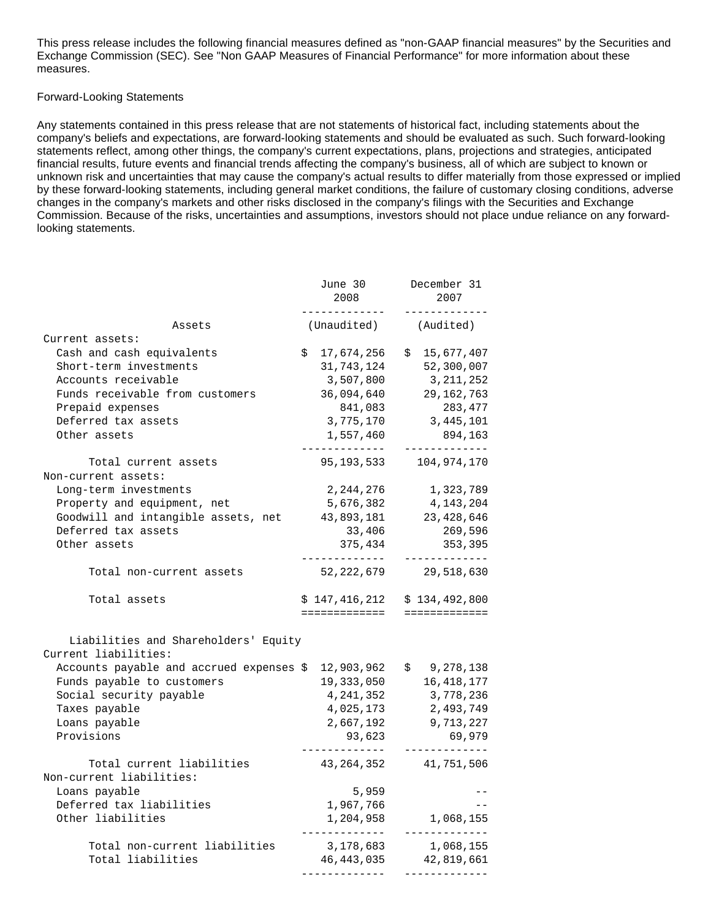This press release includes the following financial measures defined as "non-GAAP financial measures" by the Securities and Exchange Commission (SEC). See "Non GAAP Measures of Financial Performance" for more information about these measures.

Forward-Looking Statements

Any statements contained in this press release that are not statements of historical fact, including statements about the company's beliefs and expectations, are forward-looking statements and should be evaluated as such. Such forward-looking statements reflect, among other things, the company's current expectations, plans, projections and strategies, anticipated financial results, future events and financial trends affecting the company's business, all of which are subject to known or unknown risk and uncertainties that may cause the company's actual results to differ materially from those expressed or implied by these forward-looking statements, including general market conditions, the failure of customary closing conditions, adverse changes in the company's markets and other risks disclosed in the company's filings with the Securities and Exchange Commission. Because of the risks, uncertainties and assumptions, investors should not place undue reliance on any forward-looking statements.

| | June 30 2008 | December 31 2007 |
|---|---|---|
| Assets | (Unaudited) | (Audited) |
| Current assets: | | |
| Cash and cash equivalents | $ 17,674,256 | $ 15,677,407 |
| Short-term investments | 31,743,124 | 52,300,007 |
| Accounts receivable | 3,507,800 | 3,211,252 |
| Funds receivable from customers | 36,094,640 | 29,162,763 |
| Prepaid expenses | 841,083 | 283,477 |
| Deferred tax assets | 3,775,170 | 3,445,101 |
| Other assets | 1,557,460 | 894,163 |
| Total current assets | 95,193,533 | 104,974,170 |
| Non-current assets: | | |
| Long-term investments | 2,244,276 | 1,323,789 |
| Property and equipment, net | 5,676,382 | 4,143,204 |
| Goodwill and intangible assets, net | 43,893,181 | 23,428,646 |
| Deferred tax assets | 33,406 | 269,596 |
| Other assets | 375,434 | 353,395 |
| Total non-current assets | 52,222,679 | 29,518,630 |
| Total assets | $ 147,416,212 | $ 134,492,800 |
| Liabilities and Shareholders' Equity | | |
| Current liabilities: | | |
| Accounts payable and accrued expenses | $ 12,903,962 | $ 9,278,138 |
| Funds payable to customers | 19,333,050 | 16,418,177 |
| Social security payable | 4,241,352 | 3,778,236 |
| Taxes payable | 4,025,173 | 2,493,749 |
| Loans payable | 2,667,192 | 9,713,227 |
| Provisions | 93,623 | 69,979 |
| Total current liabilities | 43,264,352 | 41,751,506 |
| Non-current liabilities: | | |
| Loans payable | 5,959 | -- |
| Deferred tax liabilities | 1,967,766 | -- |
| Other liabilities | 1,204,958 | 1,068,155 |
| Total non-current liabilities | 3,178,683 | 1,068,155 |
| Total liabilities | 46,443,035 | 42,819,661 |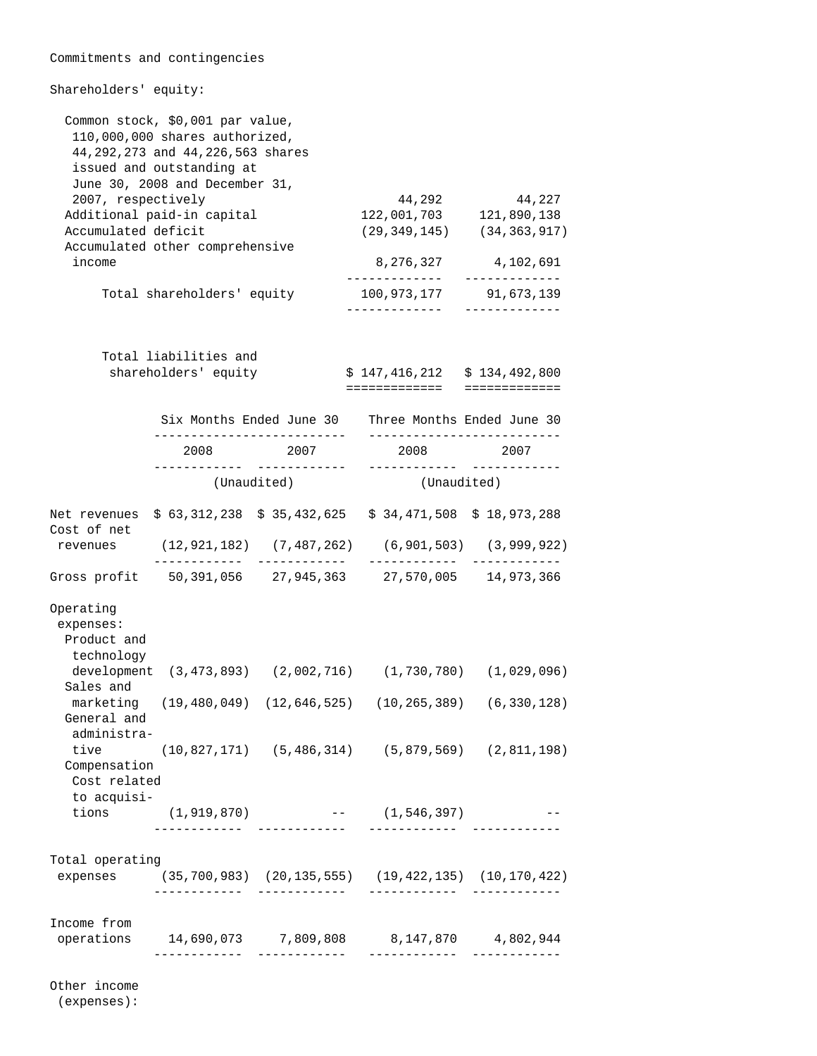Commitments and contingencies

Shareholders' equity:

| | | |
|---|---|---|
| Common stock, $0,001 par value, 110,000,000 shares authorized, 44,292,273 and 44,226,563 shares issued and outstanding at June 30, 2008 and December 31, 2007, respectively | 44,292 | 44,227 |
| Additional paid-in capital | 122,001,703 | 121,890,138 |
| Accumulated deficit | (29,349,145) | (34,363,917) |
| Accumulated other comprehensive income | 8,276,327 | 4,102,691 |
| Total shareholders' equity | 100,973,177 | 91,673,139 |
| Total liabilities and shareholders' equity | $ 147,416,212 | $ 134,492,800 |

| | Six Months Ended June 30 | | Three Months Ended June 30 | |
|---|---|---|---|---|
| | 2008 | 2007 | 2008 | 2007 |
| | (Unaudited) | | (Unaudited) | |
| Net revenues | $ 63,312,238 | $ 35,432,625 | $ 34,471,508 | $ 18,973,288 |
| Cost of net revenues | (12,921,182) | (7,487,262) | (6,901,503) | (3,999,922) |
| Gross profit | 50,391,056 | 27,945,363 | 27,570,005 | 14,973,366 |
| Operating expenses: | | | | |
| Product and technology development | (3,473,893) | (2,002,716) | (1,730,780) | (1,029,096) |
| Sales and marketing | (19,480,049) | (12,646,525) | (10,265,389) | (6,330,128) |
| General and administrative | (10,827,171) | (5,486,314) | (5,879,569) | (2,811,198) |
| Compensation Cost related to acquisitions | (1,919,870) | -- | (1,546,397) | -- |
| Total operating expenses | (35,700,983) | (20,135,555) | (19,422,135) | (10,170,422) |
| Income from operations | 14,690,073 | 7,809,808 | 8,147,870 | 4,802,944 |

Other income (expenses):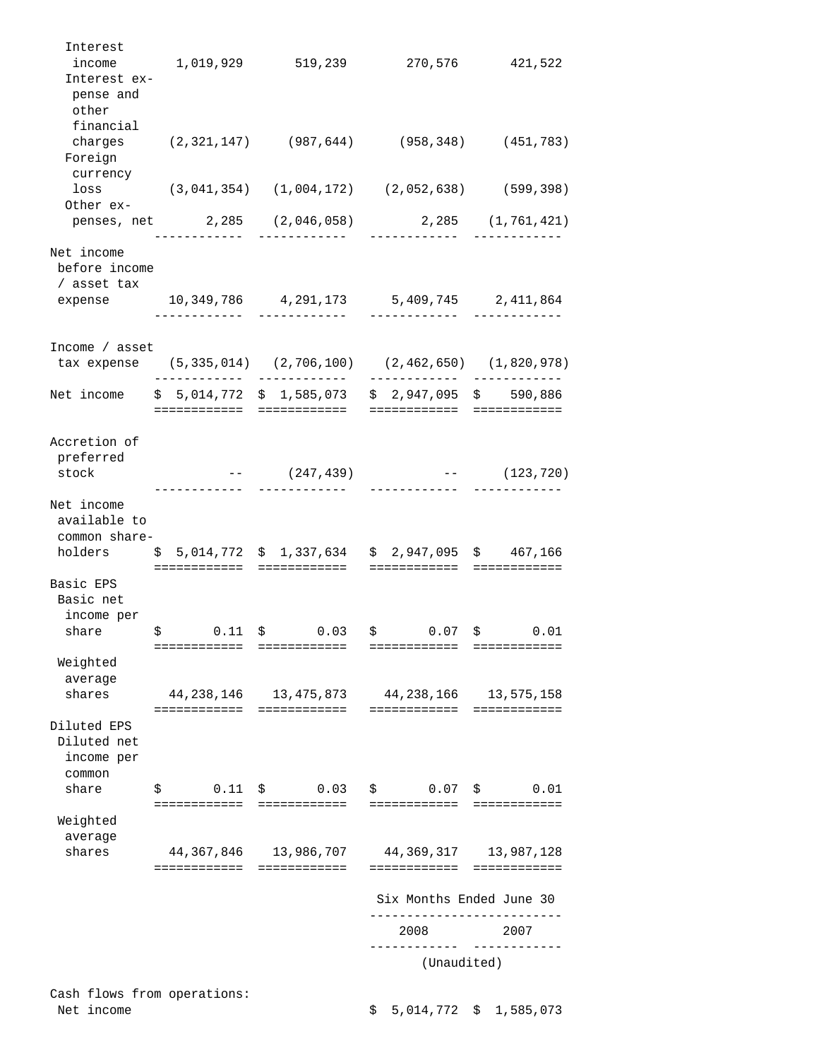| | | | | |
|---|---|---|---|---|
| Interest income | 1,019,929 | 519,239 | 270,576 | 421,522 |
| Interest expense and other financial charges | (2,321,147) | (987,644) | (958,348) | (451,783) |
| Foreign currency loss | (3,041,354) | (1,004,172) | (2,052,638) | (599,398) |
| Other expenses, net | 2,285 | (2,046,058) | 2,285 | (1,761,421) |
| Net income before income / asset tax expense | 10,349,786 | 4,291,173 | 5,409,745 | 2,411,864 |
| Income / asset tax expense | (5,335,014) | (2,706,100) | (2,462,650) | (1,820,978) |
| Net income | $ 5,014,772 | $ 1,585,073 | $ 2,947,095 | $ 590,886 |
| Accretion of preferred stock | -- | (247,439) | -- | (123,720) |
| Net income available to common shareholders | $ 5,014,772 | $ 1,337,634 | $ 2,947,095 | $ 467,166 |
| Basic EPS | | | | |
| Basic net income per share | $ 0.11 | $ 0.03 | $ 0.07 | $ 0.01 |
| Weighted average shares | 44,238,146 | 13,475,873 | 44,238,166 | 13,575,158 |
| Diluted EPS | | | | |
| Diluted net income per common share | $ 0.11 | $ 0.03 | $ 0.07 | $ 0.01 |
| Weighted average shares | 44,367,846 | 13,986,707 | 44,369,317 | 13,987,128 |

| | Six Months Ended June 30 | |
|---|---|---|
| | 2008 | 2007 |
| | (Unaudited) | |
| Cash flows from operations: | | |
| Net income | $ 5,014,772 | $ 1,585,073 |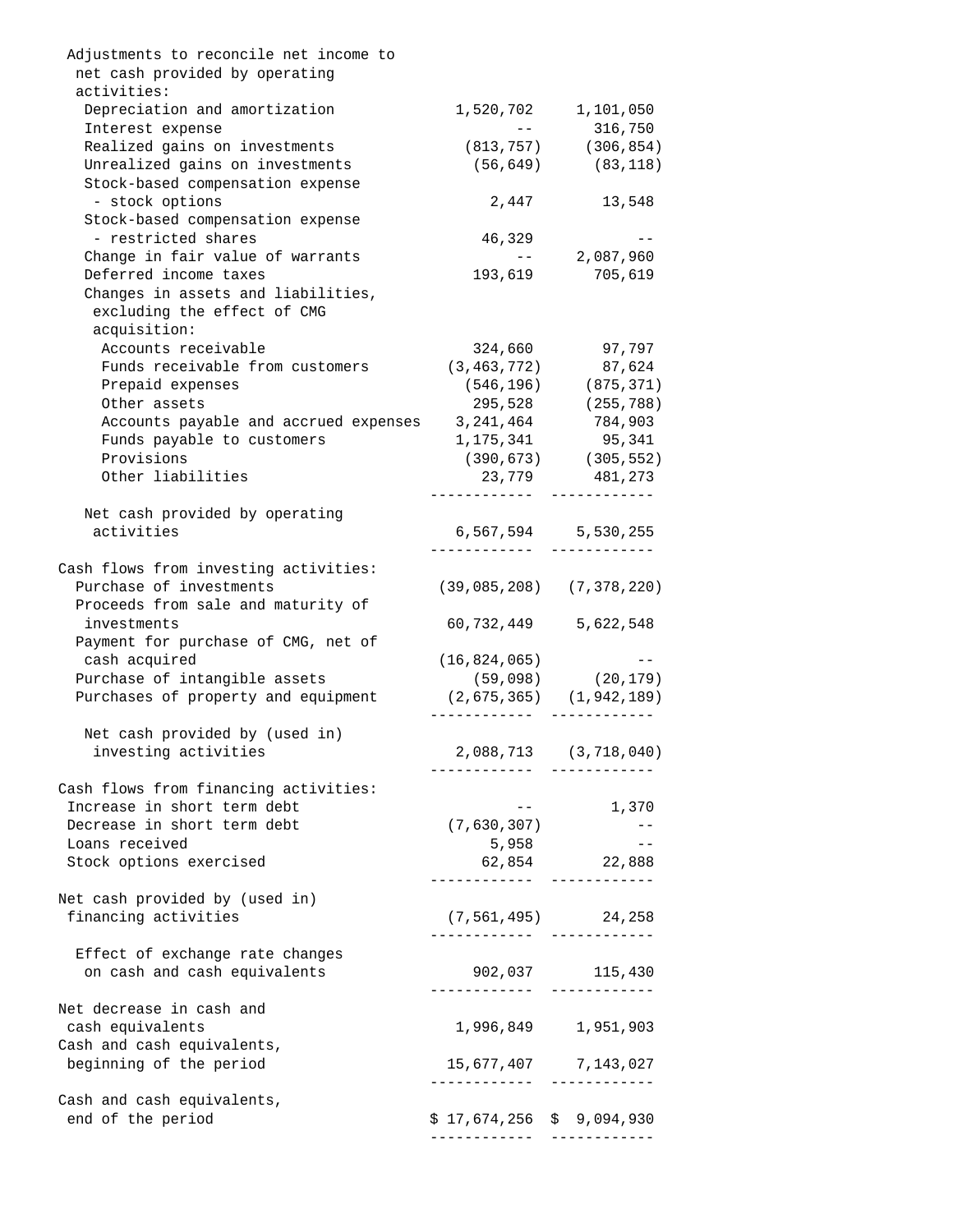| | | |
|---|---|---|
| Adjustments to reconcile net income to net cash provided by operating activities: | | |
| Depreciation and amortization | 1,520,702 | 1,101,050 |
| Interest expense | -- | 316,750 |
| Realized gains on investments | (813,757) | (306,854) |
| Unrealized gains on investments | (56,649) | (83,118) |
| Stock-based compensation expense - stock options | 2,447 | 13,548 |
| Stock-based compensation expense - restricted shares | 46,329 | -- |
| Change in fair value of warrants | -- | 2,087,960 |
| Deferred income taxes | 193,619 | 705,619 |
| Changes in assets and liabilities, excluding the effect of CMG acquisition: | | |
| Accounts receivable | 324,660 | 97,797 |
| Funds receivable from customers | (3,463,772) | 87,624 |
| Prepaid expenses | (546,196) | (875,371) |
| Other assets | 295,528 | (255,788) |
| Accounts payable and accrued expenses | 3,241,464 | 784,903 |
| Funds payable to customers | 1,175,341 | 95,341 |
| Provisions | (390,673) | (305,552) |
| Other liabilities | 23,779 | 481,273 |
| Net cash provided by operating activities | 6,567,594 | 5,530,255 |
| Cash flows from investing activities: | | |
| Purchase of investments | (39,085,208) | (7,378,220) |
| Proceeds from sale and maturity of investments | 60,732,449 | 5,622,548 |
| Payment for purchase of CMG, net of cash acquired | (16,824,065) | -- |
| Purchase of intangible assets | (59,098) | (20,179) |
| Purchases of property and equipment | (2,675,365) | (1,942,189) |
| Net cash provided by (used in) investing activities | 2,088,713 | (3,718,040) |
| Cash flows from financing activities: | | |
| Increase in short term debt | -- | 1,370 |
| Decrease in short term debt | (7,630,307) | -- |
| Loans received | 5,958 | -- |
| Stock options exercised | 62,854 | 22,888 |
| Net cash provided by (used in) financing activities | (7,561,495) | 24,258 |
| Effect of exchange rate changes on cash and cash equivalents | 902,037 | 115,430 |
| Net decrease in cash and cash equivalents | 1,996,849 | 1,951,903 |
| Cash and cash equivalents, beginning of the period | 15,677,407 | 7,143,027 |
| Cash and cash equivalents, end of the period | $ 17,674,256 | $ 9,094,930 |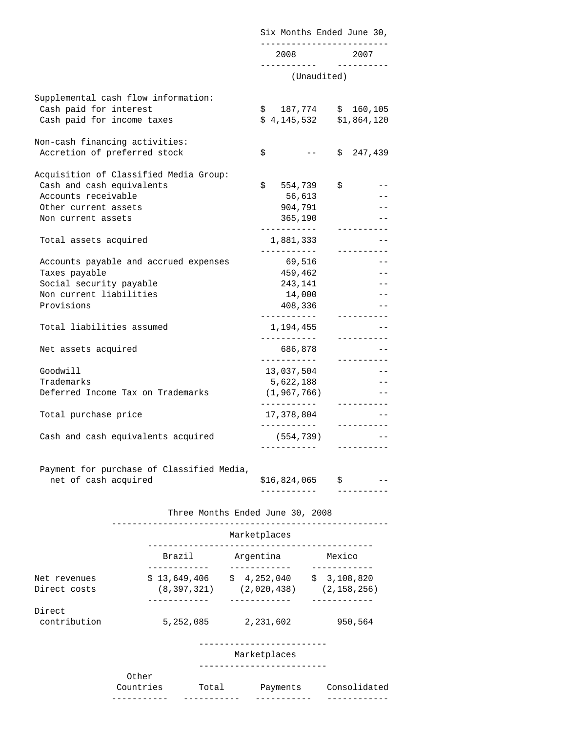| | Six Months Ended June 30, | |
|---|---|---|
| | 2008 | 2007 |
| | (Unaudited) | |
| Supplemental cash flow information: | | |
| Cash paid for interest | $ 187,774 | $ 160,105 |
| Cash paid for income taxes | $ 4,145,532 | $1,864,120 |
| Non-cash financing activities: | | |
| Accretion of preferred stock | $ -- | $ 247,439 |
| Acquisition of Classified Media Group: | | |
| Cash and cash equivalents | $ 554,739 | $ -- |
| Accounts receivable | 56,613 | -- |
| Other current assets | 904,791 | -- |
| Non current assets | 365,190 | -- |
| Total assets acquired | 1,881,333 | -- |
| Accounts payable and accrued expenses | 69,516 | -- |
| Taxes payable | 459,462 | -- |
| Social security payable | 243,141 | -- |
| Non current liabilities | 14,000 | -- |
| Provisions | 408,336 | -- |
| Total liabilities assumed | 1,194,455 | -- |
| Net assets acquired | 686,878 | -- |
| Goodwill | 13,037,504 | -- |
| Trademarks | 5,622,188 | -- |
| Deferred Income Tax on Trademarks | (1,967,766) | -- |
| Total purchase price | 17,378,804 | -- |
| Cash and cash equivalents acquired | (554,739) | -- |
| Payment for purchase of Classified Media, net of cash acquired | $16,824,065 | $ -- |

| | Three Months Ended June 30, 2008 | | |
|---|---|---|---|
| | Marketplaces | | |
| | Brazil | Argentina | Mexico |
| Net revenues | $ 13,649,406 | $ 4,252,040 | $ 3,108,820 |
| Direct costs | (8,397,321) | (2,020,438) | (2,158,256) |
| Direct contribution | 5,252,085 | 2,231,602 | 950,564 |

| Marketplaces | | | |
|---|---|---|---|
| Other Countries | Total | Payments | Consolidated |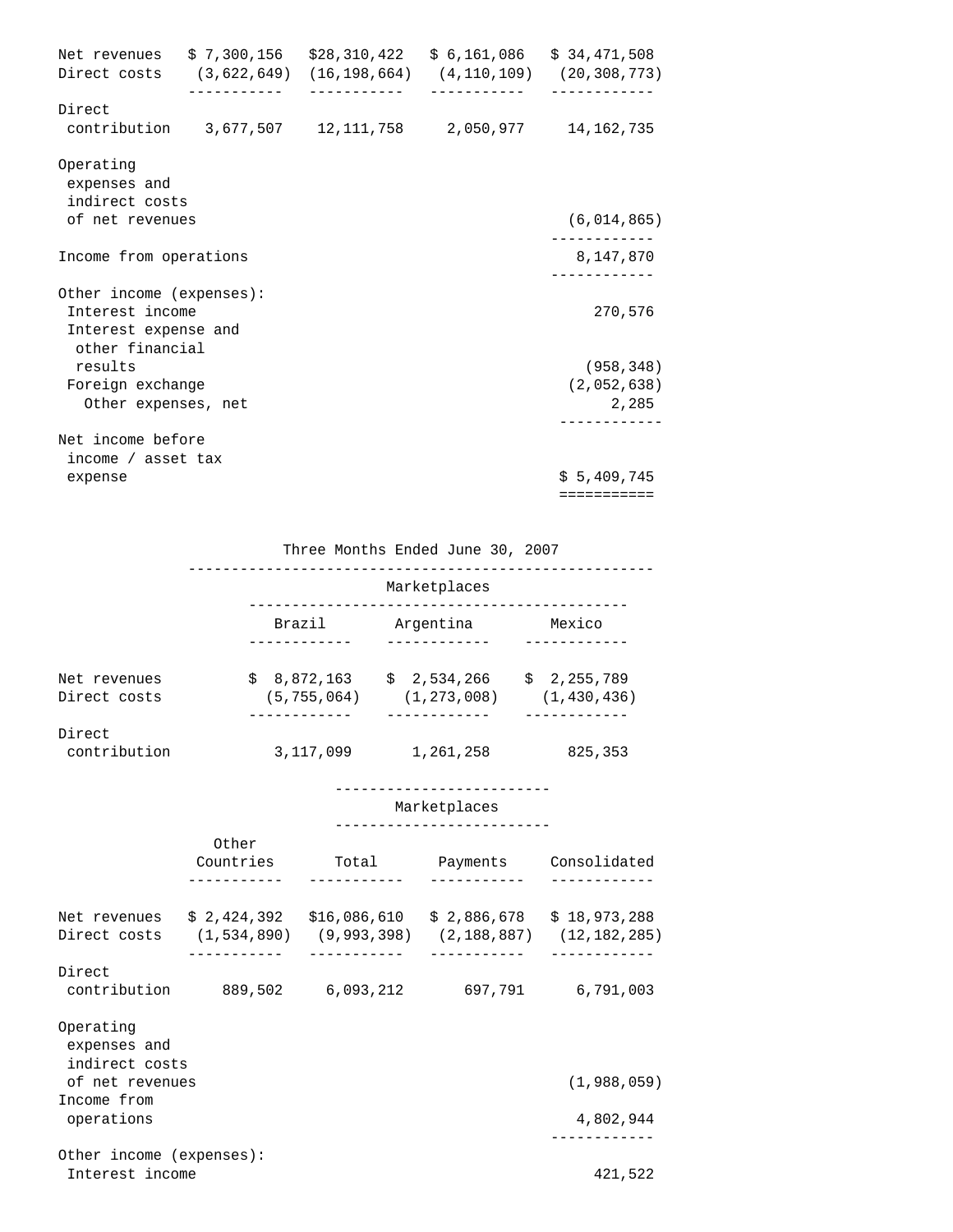| | Other Countries | Total | Payments | Consolidated |
|---|---|---|---|---|
| Net revenues | $ 7,300,156 | $28,310,422 | $ 6,161,086 | $ 34,471,508 |
| Direct costs | (3,622,649) | (16,198,664) | (4,110,109) | (20,308,773) |
| Direct contribution | 3,677,507 | 12,111,758 | 2,050,977 | 14,162,735 |
| Operating expenses and indirect costs of net revenues | | | | (6,014,865) |
| Income from operations | | | | 8,147,870 |
| Other income (expenses): | | | | |
| Interest income | | | | 270,576 |
| Interest expense and other financial results | | | | (958,348) |
| Foreign exchange | | | | (2,052,638) |
| Other expenses, net | | | | 2,285 |
| Net income before income / asset tax expense | | | | $ 5,409,745 |

Three Months Ended June 30, 2007

| | Marketplaces | | |
|---|---|---|---|
| | Brazil | Argentina | Mexico |
| Net revenues | $ 8,872,163 | $ 2,534,266 | $ 2,255,789 |
| Direct costs | (5,755,064) | (1,273,008) | (1,430,436) |
| Direct contribution | 3,117,099 | 1,261,258 | 825,353 |

| | Marketplaces | | | |
|---|---|---|---|---|
| | Other Countries | Total | Payments | Consolidated |
| Net revenues | $ 2,424,392 | $16,086,610 | $ 2,886,678 | $ 18,973,288 |
| Direct costs | (1,534,890) | (9,993,398) | (2,188,887) | (12,182,285) |
| Direct contribution | 889,502 | 6,093,212 | 697,791 | 6,791,003 |
| Operating expenses and indirect costs of net revenues | | | | (1,988,059) |
| Income from operations | | | | 4,802,944 |
| Other income (expenses): | | | | |
| Interest income | | | | 421,522 |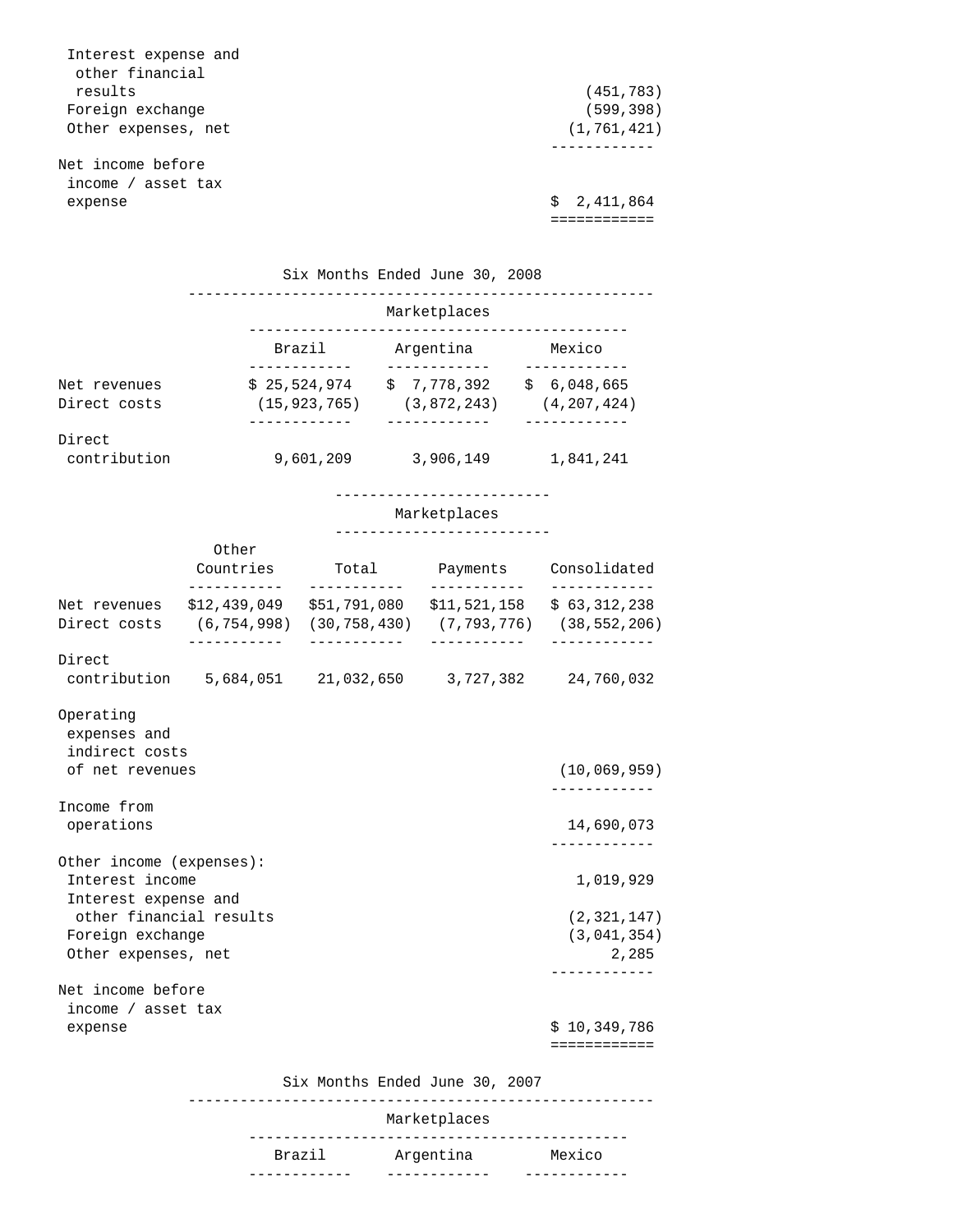| | |
|---|---|
| Interest expense and other financial results | (451,783) |
| Foreign exchange | (599,398) |
| Other expenses, net | (1,761,421) |
| Net income before income / asset tax expense | $ 2,411,864 |

Six Months Ended June 30, 2008

| | Marketplaces | | |
|---|---|---|---|
| | Brazil | Argentina | Mexico |
| Net revenues | $ 25,524,974 | $ 7,778,392 | $ 6,048,665 |
| Direct costs | (15,923,765) | (3,872,243) | (4,207,424) |
| Direct contribution | 9,601,209 | 3,906,149 | 1,841,241 |

| | Marketplaces | | | |
|---|---|---|---|---|
| | Other Countries | Total | Payments | Consolidated |
| Net revenues | $12,439,049 | $51,791,080 | $11,521,158 | $ 63,312,238 |
| Direct costs | (6,754,998) | (30,758,430) | (7,793,776) | (38,552,206) |
| Direct contribution | 5,684,051 | 21,032,650 | 3,727,382 | 24,760,032 |
| Operating expenses and indirect costs of net revenues | | | | (10,069,959) |
| Income from operations | | | | 14,690,073 |
| Other income (expenses): | | | | |
| Interest income | | | | 1,019,929 |
| Interest expense and other financial results | | | | (2,321,147) |
| Foreign exchange | | | | (3,041,354) |
| Other expenses, net | | | | 2,285 |
| Net income before income / asset tax expense | | | | $ 10,349,786 |

Six Months Ended June 30, 2007

| | Marketplaces | | |
|---|---|---|---|
| | Brazil | Argentina | Mexico |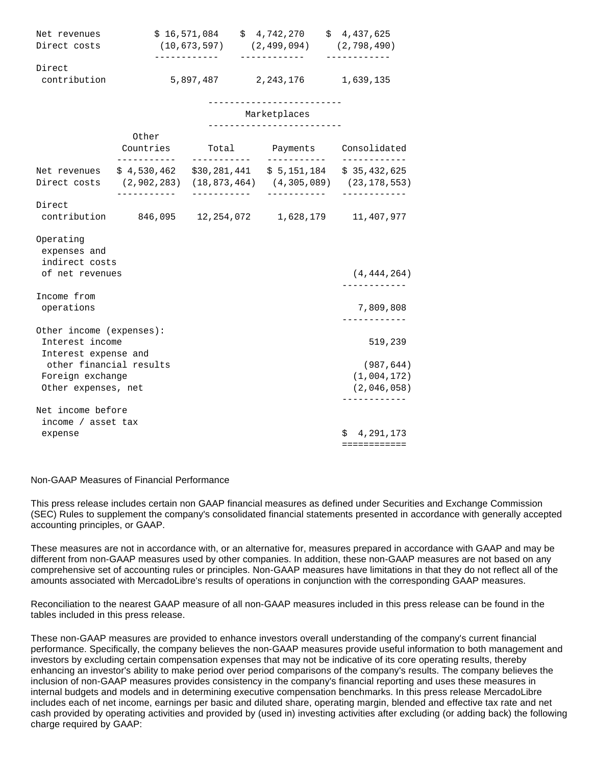| | | | |
|---|---|---|---|
| Net revenues | $ 16,571,084 | $ 4,742,270 | $ 4,437,625 |
| Direct costs | (10,673,597) | (2,499,094) | (2,798,490) |
| Direct contribution | 5,897,487 | 2,243,176 | 1,639,135 |

| | Marketplaces | | | |
|---|---|---|---|---|
| | Other Countries | Total | Payments | Consolidated |
| Net revenues | $ 4,530,462 | $30,281,441 | $ 5,151,184 | $ 35,432,625 |
| Direct costs | (2,902,283) | (18,873,464) | (4,305,089) | (23,178,553) |
| Direct contribution | 846,095 | 12,254,072 | 1,628,179 | 11,407,977 |
| Operating expenses and indirect costs of net revenues | | | | (4,444,264) |
| Income from operations | | | | 7,809,808 |
| Other income (expenses): | | | | |
| Interest income | | | | 519,239 |
| Interest expense and other financial results | | | | (987,644) |
| Foreign exchange | | | | (1,004,172) |
| Other expenses, net | | | | (2,046,058) |
| Net income before income / asset tax expense | | | | $ 4,291,173 |

Non-GAAP Measures of Financial Performance

This press release includes certain non GAAP financial measures as defined under Securities and Exchange Commission (SEC) Rules to supplement the company's consolidated financial statements presented in accordance with generally accepted accounting principles, or GAAP.

These measures are not in accordance with, or an alternative for, measures prepared in accordance with GAAP and may be different from non-GAAP measures used by other companies. In addition, these non-GAAP measures are not based on any comprehensive set of accounting rules or principles. Non-GAAP measures have limitations in that they do not reflect all of the amounts associated with MercadoLibre's results of operations in conjunction with the corresponding GAAP measures.

Reconciliation to the nearest GAAP measure of all non-GAAP measures included in this press release can be found in the tables included in this press release.

These non-GAAP measures are provided to enhance investors overall understanding of the company's current financial performance. Specifically, the company believes the non-GAAP measures provide useful information to both management and investors by excluding certain compensation expenses that may not be indicative of its core operating results, thereby enhancing an investor's ability to make period over period comparisons of the company's results. The company believes the inclusion of non-GAAP measures provides consistency in the company's financial reporting and uses these measures in internal budgets and models and in determining executive compensation benchmarks. In this press release MercadoLibre includes each of net income, earnings per basic and diluted share, operating margin, blended and effective tax rate and net cash provided by operating activities and provided by (used in) investing activities after excluding (or adding back) the following charge required by GAAP: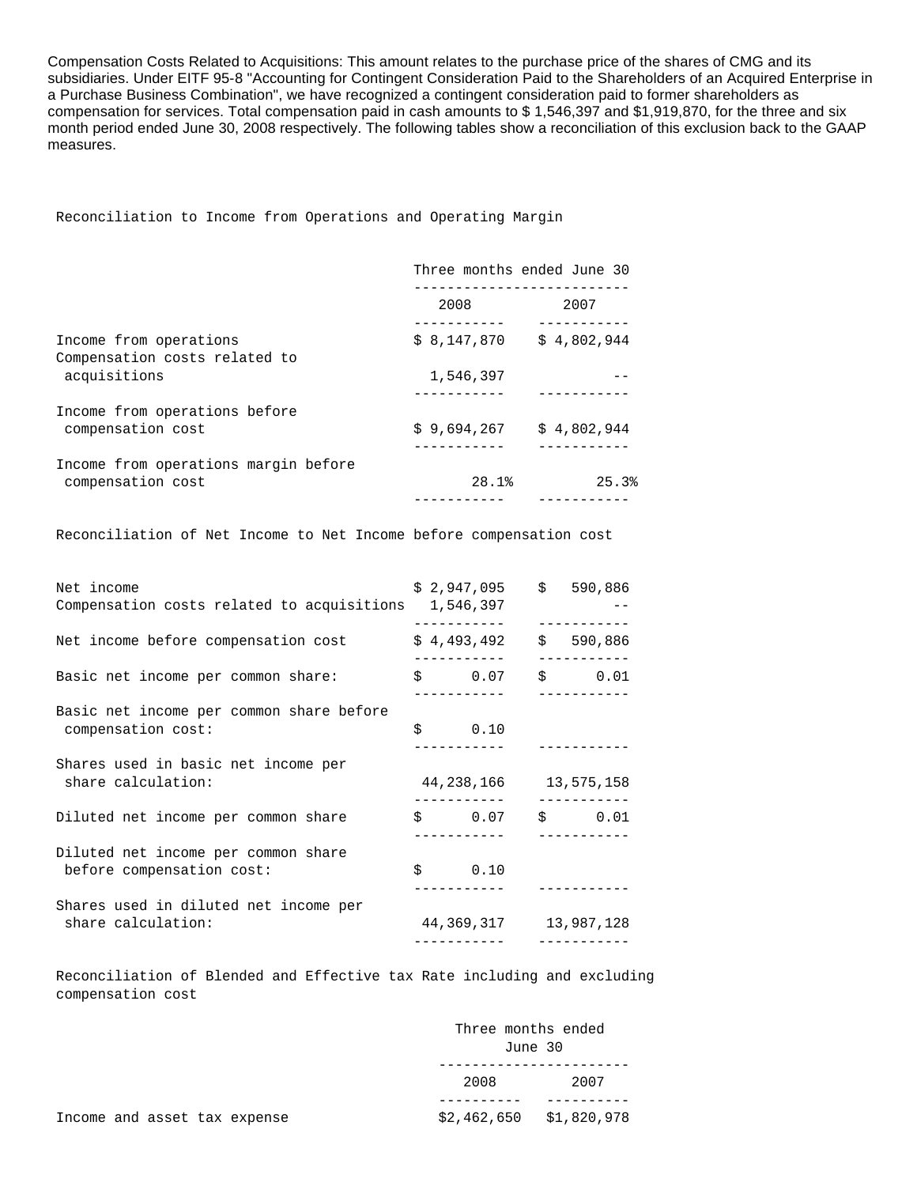Compensation Costs Related to Acquisitions: This amount relates to the purchase price of the shares of CMG and its subsidiaries. Under EITF 95-8 "Accounting for Contingent Consideration Paid to the Shareholders of an Acquired Enterprise in a Purchase Business Combination", we have recognized a contingent consideration paid to former shareholders as compensation for services. Total compensation paid in cash amounts to $ 1,546,397 and $1,919,870, for the three and six month period ended June 30, 2008 respectively. The following tables show a reconciliation of this exclusion back to the GAAP measures.

Reconciliation to Income from Operations and Operating Margin

| | Three months ended June 30 | |
|---|---|---|
| | 2008 | 2007 |
| Income from operations | $ 8,147,870 | $ 4,802,944 |
| Compensation costs related to acquisitions | 1,546,397 | -- |
| Income from operations before compensation cost | $ 9,694,267 | $ 4,802,944 |
| Income from operations margin before compensation cost | 28.1% | 25.3% |

Reconciliation of Net Income to Net Income before compensation cost

| | 2008 | 2007 |
|---|---|---|
| Net income | $ 2,947,095 | $ 590,886 |
| Compensation costs related to acquisitions | 1,546,397 | -- |
| Net income before compensation cost | $ 4,493,492 | $ 590,886 |
| Basic net income per common share: | $ 0.07 | $ 0.01 |
| Basic net income per common share before compensation cost: | $ 0.10 | |
| Shares used in basic net income per share calculation: | 44,238,166 | 13,575,158 |
| Diluted net income per common share | $ 0.07 | $ 0.01 |
| Diluted net income per common share before compensation cost: | $ 0.10 | |
| Shares used in diluted net income per share calculation: | 44,369,317 | 13,987,128 |

Reconciliation of Blended and Effective tax Rate including and excluding compensation cost

| | Three months ended June 30 | |
|---|---|---|
| | 2008 | 2007 |
| Income and asset tax expense | $2,462,650 | $1,820,978 |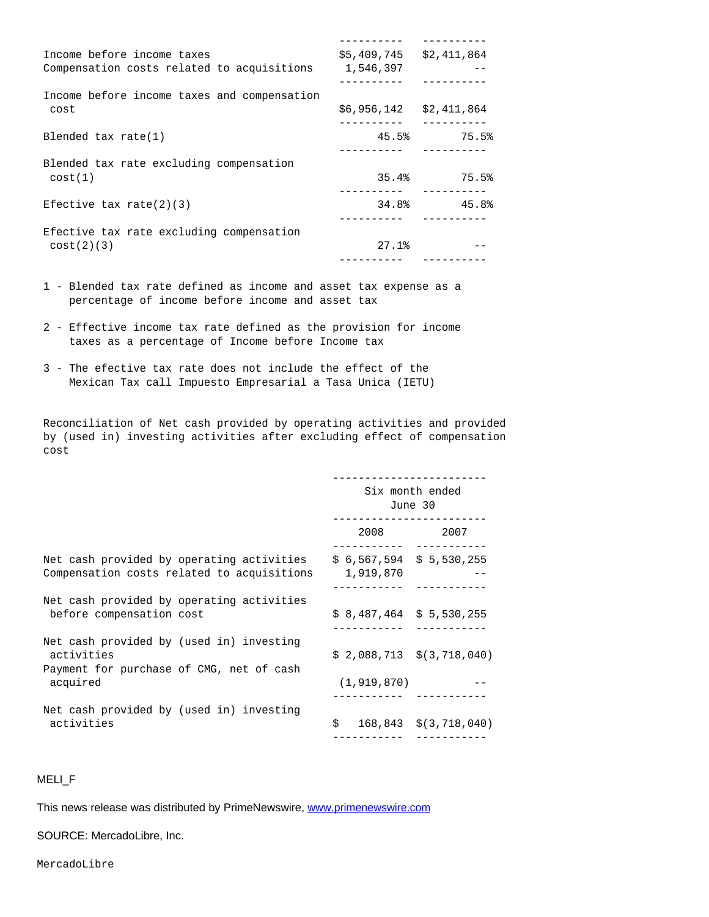| | | |
|---|---|---|
| Income before income taxes | $5,409,745 | $2,411,864 |
| Compensation costs related to acquisitions | 1,546,397 | -- |
| Income before income taxes and compensation cost | $6,956,142 | $2,411,864 |
| Blended tax rate(1) | 45.5% | 75.5% |
| Blended tax rate excluding compensation cost(1) | 35.4% | 75.5% |
| Efective tax rate(2)(3) | 34.8% | 45.8% |
| Efective tax rate excluding compensation cost(2)(3) | 27.1% | -- |

1 - Blended tax rate defined as income and asset tax expense as a percentage of income before income and asset tax

2 - Effective income tax rate defined as the provision for income taxes as a percentage of Income before Income tax

3 - The efective tax rate does not include the effect of the Mexican Tax call Impuesto Empresarial a Tasa Unica (IETU)

Reconciliation of Net cash provided by operating activities and provided by (used in) investing activities after excluding effect of compensation cost

| | Six month ended June 30 | |
|---|---|---|
| | 2008 | 2007 |
| Net cash provided by operating activities | $ 6,567,594 | $ 5,530,255 |
| Compensation costs related to acquisitions | 1,919,870 | -- |
| Net cash provided by operating activities before compensation cost | $ 8,487,464 | $ 5,530,255 |
| Net cash provided by (used in) investing activities | $ 2,088,713 | $(3,718,040) |
| Payment for purchase of CMG, net of cash acquired | (1,919,870) | -- |
| Net cash provided by (used in) investing activities | $ 168,843 | $(3,718,040) |

MELI_F

This news release was distributed by PrimeNewswire, www.primenewswire.com

SOURCE: MercadoLibre, Inc.

MercadoLibre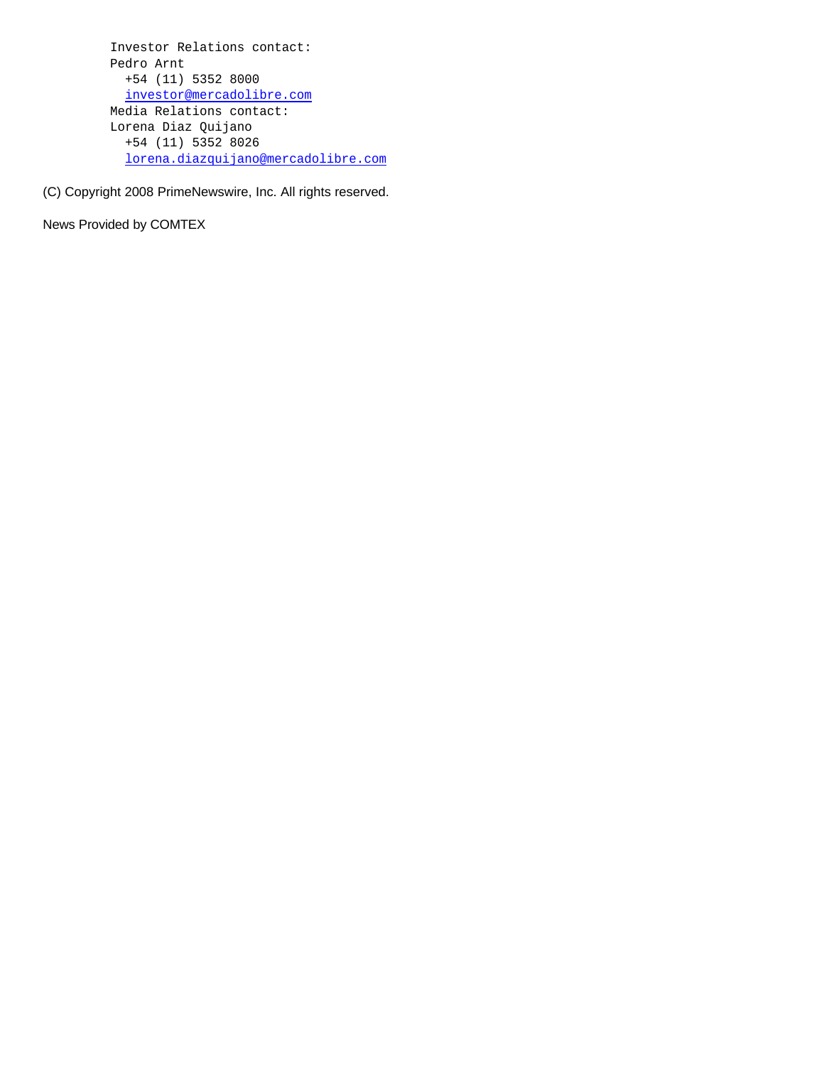```
Investor Relations contact:
Pedro Arnt
  +54 (11) 5352 8000
  investor@mercadolibre.com
Media Relations contact:
Lorena Diaz Quijano
  +54 (11) 5352 8026
  lorena.diazquijano@mercadolibre.com
```

(C) Copyright 2008 PrimeNewswire, Inc. All rights reserved.

News Provided by COMTEX